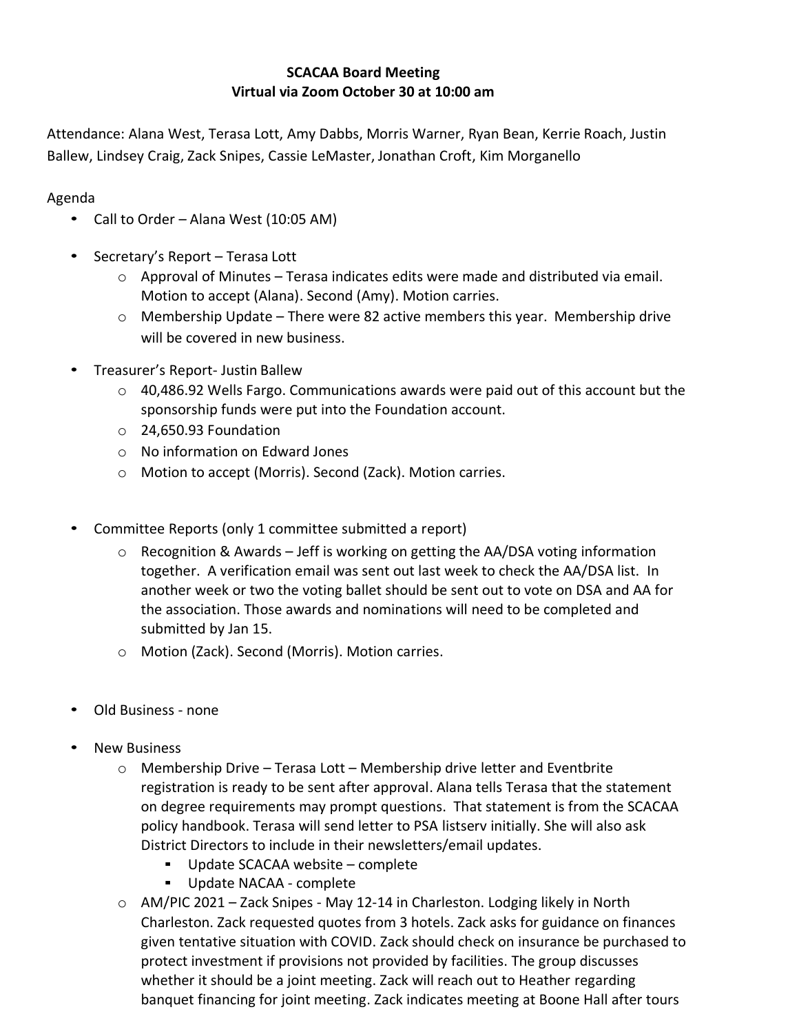**SCACAA Board Meeting**
**Virtual via Zoom October 30 at 10:00 am**

Attendance: Alana West, Terasa Lott, Amy Dabbs, Morris Warner, Ryan Bean, Kerrie Roach, Justin Ballew, Lindsey Craig, Zack Snipes, Cassie LeMaster, Jonathan Croft, Kim Morganello

Agenda

- Call to Order – Alana West (10:05 AM)
- Secretary's Report – Terasa Lott
  - Approval of Minutes – Terasa indicates edits were made and distributed via email. Motion to accept (Alana). Second (Amy). Motion carries.
  - Membership Update – There were 82 active members this year. Membership drive will be covered in new business.
- Treasurer's Report- Justin Ballew
  - 40,486.92 Wells Fargo. Communications awards were paid out of this account but the sponsorship funds were put into the Foundation account.
  - 24,650.93 Foundation
  - No information on Edward Jones
  - Motion to accept (Morris). Second (Zack). Motion carries.
- Committee Reports (only 1 committee submitted a report)
  - Recognition & Awards – Jeff is working on getting the AA/DSA voting information together. A verification email was sent out last week to check the AA/DSA list. In another week or two the voting ballet should be sent out to vote on DSA and AA for the association. Those awards and nominations will need to be completed and submitted by Jan 15.
  - Motion (Zack). Second (Morris). Motion carries.
- Old Business - none
- New Business
  - Membership Drive – Terasa Lott – Membership drive letter and Eventbrite registration is ready to be sent after approval. Alana tells Terasa that the statement on degree requirements may prompt questions. That statement is from the SCACAA policy handbook. Terasa will send letter to PSA listserv initially. She will also ask District Directors to include in their newsletters/email updates.
    - Update SCACAA website – complete
    - Update NACAA - complete
  - AM/PIC 2021 – Zack Snipes - May 12-14 in Charleston. Lodging likely in North Charleston. Zack requested quotes from 3 hotels. Zack asks for guidance on finances given tentative situation with COVID. Zack should check on insurance be purchased to protect investment if provisions not provided by facilities. The group discusses whether it should be a joint meeting. Zack will reach out to Heather regarding banquet financing for joint meeting. Zack indicates meeting at Boone Hall after tours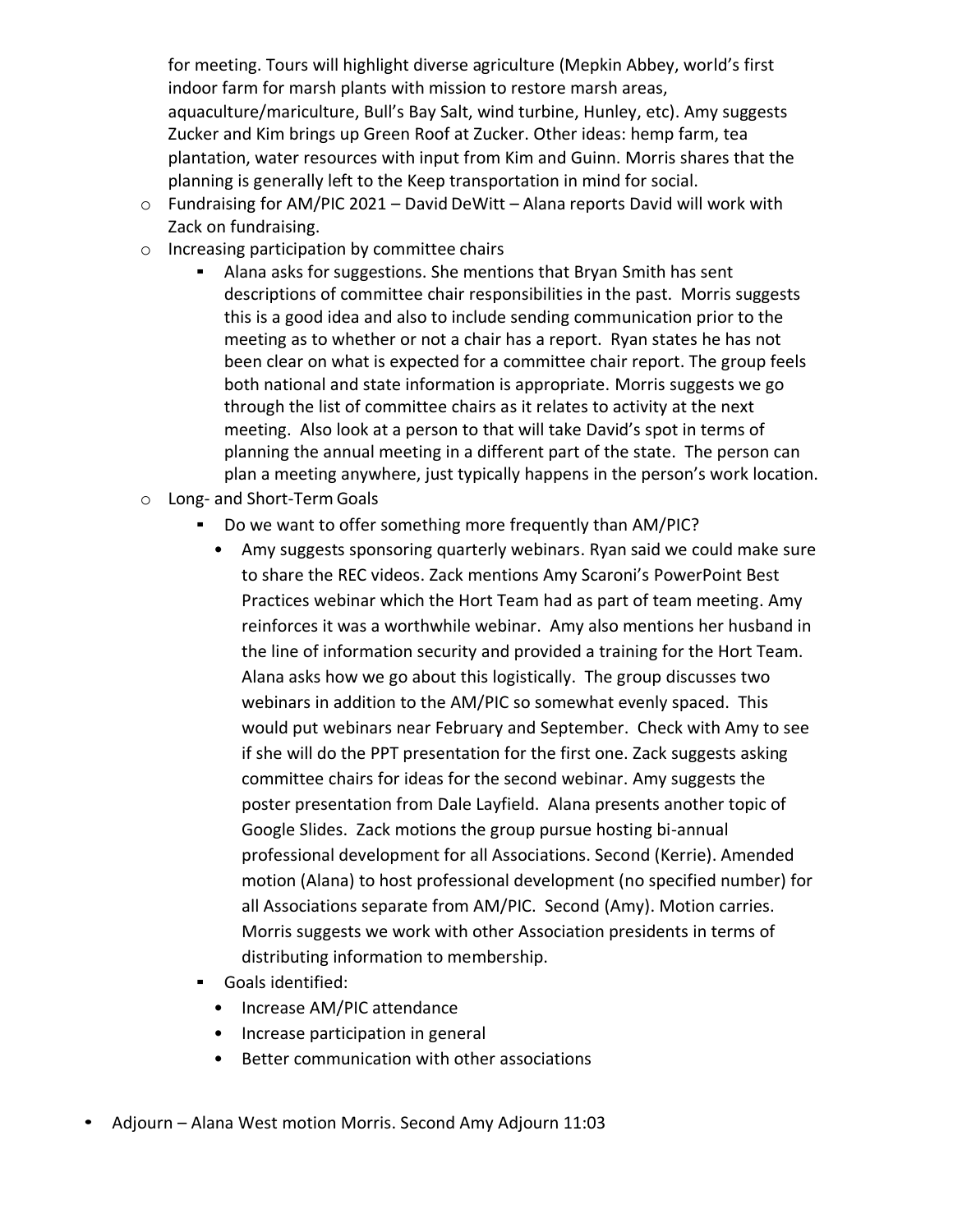for meeting. Tours will highlight diverse agriculture (Mepkin Abbey, world's first indoor farm for marsh plants with mission to restore marsh areas, aquaculture/mariculture, Bull's Bay Salt, wind turbine, Hunley, etc). Amy suggests Zucker and Kim brings up Green Roof at Zucker. Other ideas: hemp farm, tea plantation, water resources with input from Kim and Guinn. Morris shares that the planning is generally left to the Keep transportation in mind for social.

- Fundraising for AM/PIC 2021 – David DeWitt – Alana reports David will work with Zack on fundraising.
- Increasing participation by committee chairs
  - Alana asks for suggestions. She mentions that Bryan Smith has sent descriptions of committee chair responsibilities in the past. Morris suggests this is a good idea and also to include sending communication prior to the meeting as to whether or not a chair has a report. Ryan states he has not been clear on what is expected for a committee chair report. The group feels both national and state information is appropriate. Morris suggests we go through the list of committee chairs as it relates to activity at the next meeting. Also look at a person to that will take David's spot in terms of planning the annual meeting in a different part of the state. The person can plan a meeting anywhere, just typically happens in the person's work location.
- Long- and Short-Term Goals
  - Do we want to offer something more frequently than AM/PIC?
    - Amy suggests sponsoring quarterly webinars. Ryan said we could make sure to share the REC videos. Zack mentions Amy Scaroni's PowerPoint Best Practices webinar which the Hort Team had as part of team meeting. Amy reinforces it was a worthwhile webinar. Amy also mentions her husband in the line of information security and provided a training for the Hort Team. Alana asks how we go about this logistically. The group discusses two webinars in addition to the AM/PIC so somewhat evenly spaced. This would put webinars near February and September. Check with Amy to see if she will do the PPT presentation for the first one. Zack suggests asking committee chairs for ideas for the second webinar. Amy suggests the poster presentation from Dale Layfield. Alana presents another topic of Google Slides. Zack motions the group pursue hosting bi-annual professional development for all Associations. Second (Kerrie). Amended motion (Alana) to host professional development (no specified number) for all Associations separate from AM/PIC. Second (Amy). Motion carries. Morris suggests we work with other Association presidents in terms of distributing information to membership.
  - Goals identified:
    - Increase AM/PIC attendance
    - Increase participation in general
    - Better communication with other associations

- Adjourn – Alana West motion Morris. Second Amy Adjourn 11:03